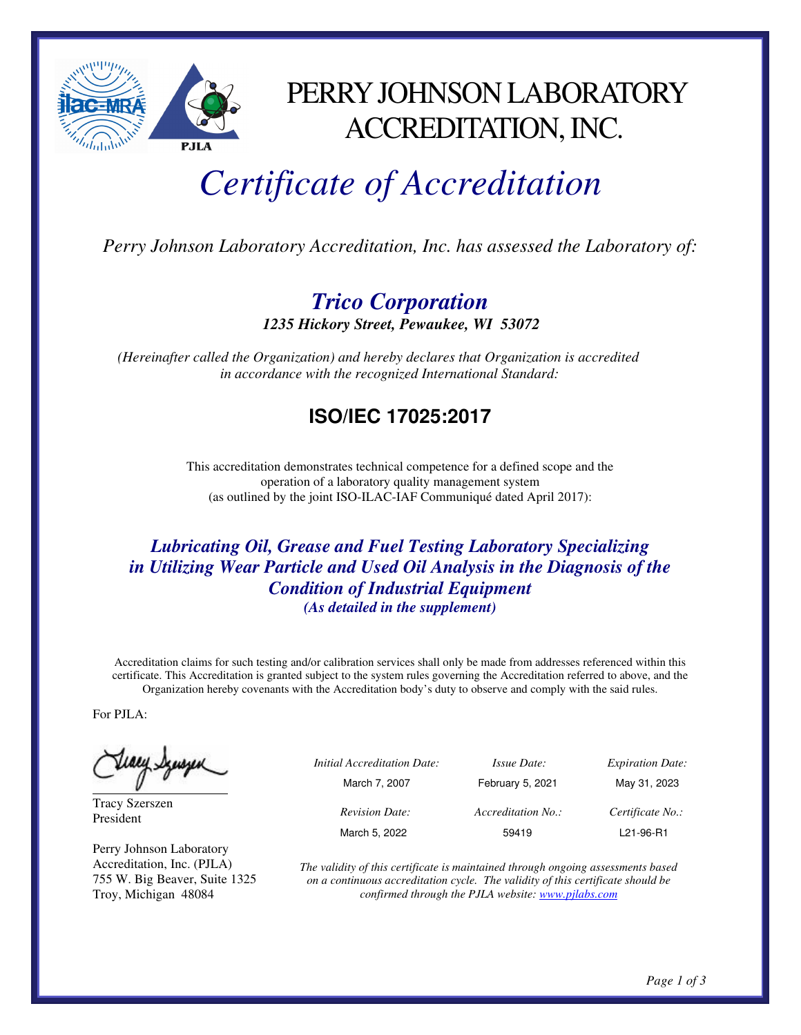# PERRY JOHNSON LABORATORY ACCREDITATION, INC.

# *Certificate of Accreditation*

*Perry Johnson Laboratory Accreditation, Inc. has assessed the Laboratory of:*

## ***Trico Corporation***

***1235 Hickory Street, Pewaukee, WI 53072***

*(Hereinafter called the Organization) and hereby declares that Organization is accredited in accordance with the recognized International Standard:*

## **ISO/IEC 17025:2017**

This accreditation demonstrates technical competence for a defined scope and the operation of a laboratory quality management system (as outlined by the joint ISO-ILAC-IAF Communiqué dated April 2017):

### ***Lubricating Oil, Grease and Fuel Testing Laboratory Specializing in Utilizing Wear Particle and Used Oil Analysis in the Diagnosis of the Condition of Industrial Equipment***

***(As detailed in the supplement)***

Accreditation claims for such testing and/or calibration services shall only be made from addresses referenced within this certificate. This Accreditation is granted subject to the system rules governing the Accreditation referred to above, and the Organization hereby covenants with the Accreditation body's duty to observe and comply with the said rules.

For PJLA:

Tracy Szerszen
President

Perry Johnson Laboratory Accreditation, Inc. (PJLA)
755 W. Big Beaver, Suite 1325
Troy, Michigan 48084

| *Initial Accreditation Date:* | *Issue Date:* | *Expiration Date:* |
|---|---|---|
| March 7, 2007 | February 5, 2021 | May 31, 2023 |
| *Revision Date:* | *Accreditation No.:* | *Certificate No.:* |
| March 5, 2022 | 59419 | L21-96-R1 |

*The validity of this certificate is maintained through ongoing assessments based on a continuous accreditation cycle. The validity of this certificate should be confirmed through the PJLA website: www.pjlabs.com*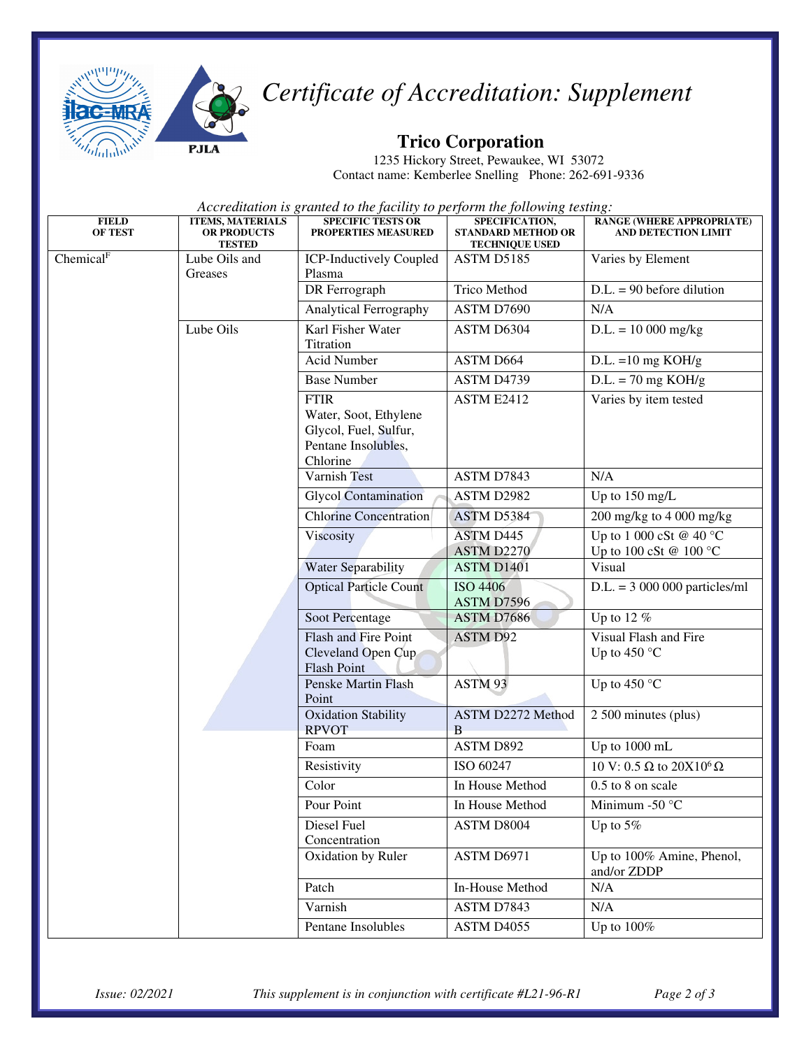# Certificate of Accreditation: Supplement

## Trico Corporation

1235 Hickory Street, Pewaukee, WI 53072
Contact name: Kemberlee Snelling Phone: 262-691-9336

*Accreditation is granted to the facility to perform the following testing:*

| FIELD OF TEST | ITEMS, MATERIALS OR PRODUCTS TESTED | SPECIFIC TESTS OR PROPERTIES MEASURED | SPECIFICATION, STANDARD METHOD OR TECHNIQUE USED | RANGE (WHERE APPROPRIATE) AND DETECTION LIMIT |
|---|---|---|---|---|
| Chemical[F] | Lube Oils and Greases | ICP-Inductively Coupled Plasma | ASTM D5185 | Varies by Element |
| | | DR Ferrograph | Trico Method | D.L. = 90 before dilution |
| | | Analytical Ferrography | ASTM D7690 | N/A |
| | Lube Oils | Karl Fisher Water Titration | ASTM D6304 | D.L. = 10 000 mg/kg |
| | | Acid Number | ASTM D664 | D.L. =10 mg KOH/g |
| | | Base Number | ASTM D4739 | D.L. = 70 mg KOH/g |
| | | FTIR Water, Soot, Ethylene Glycol, Fuel, Sulfur, Pentane Insolubles, Chlorine | ASTM E2412 | Varies by item tested |
| | | Varnish Test | ASTM D7843 | N/A |
| | | Glycol Contamination | ASTM D2982 | Up to 150 mg/L |
| | | Chlorine Concentration | ASTM D5384 | 200 mg/kg to 4 000 mg/kg |
| | | Viscosity | ASTM D445<br>ASTM D2270 | Up to 1 000 cSt @ 40 °C<br>Up to 100 cSt @ 100 °C |
| | | Water Separability | ASTM D1401 | Visual |
| | | Optical Particle Count | ISO 4406<br>ASTM D7596 | D.L. = 3 000 000 particles/ml |
| | | Soot Percentage | ASTM D7686 | Up to 12 % |
| | | Flash and Fire Point Cleveland Open Cup Flash Point | ASTM D92 | Visual Flash and Fire<br>Up to 450 °C |
| | | Penske Martin Flash Point | ASTM 93 | Up to 450 °C |
| | | Oxidation Stability RPVOT | ASTM D2272 Method B | 2 500 minutes (plus) |
| | | Foam | ASTM D892 | Up to 1000 mL |
| | | Resistivity | ISO 60247 | 10 V: 0.5 Ω to $20X10^6$ Ω |
| | | Color | In House Method | 0.5 to 8 on scale |
| | | Pour Point | In House Method | Minimum -50 °C |
| | | Diesel Fuel Concentration | ASTM D8004 | Up to 5% |
| | | Oxidation by Ruler | ASTM D6971 | Up to 100% Amine, Phenol, and/or ZDDP |
| | | Patch | In-House Method | N/A |
| | | Varnish | ASTM D7843 | N/A |
| | | Pentane Insolubles | ASTM D4055 | Up to 100% |

*Issue: 02/2021* *This supplement is in conjunction with certificate #L21-96-R1*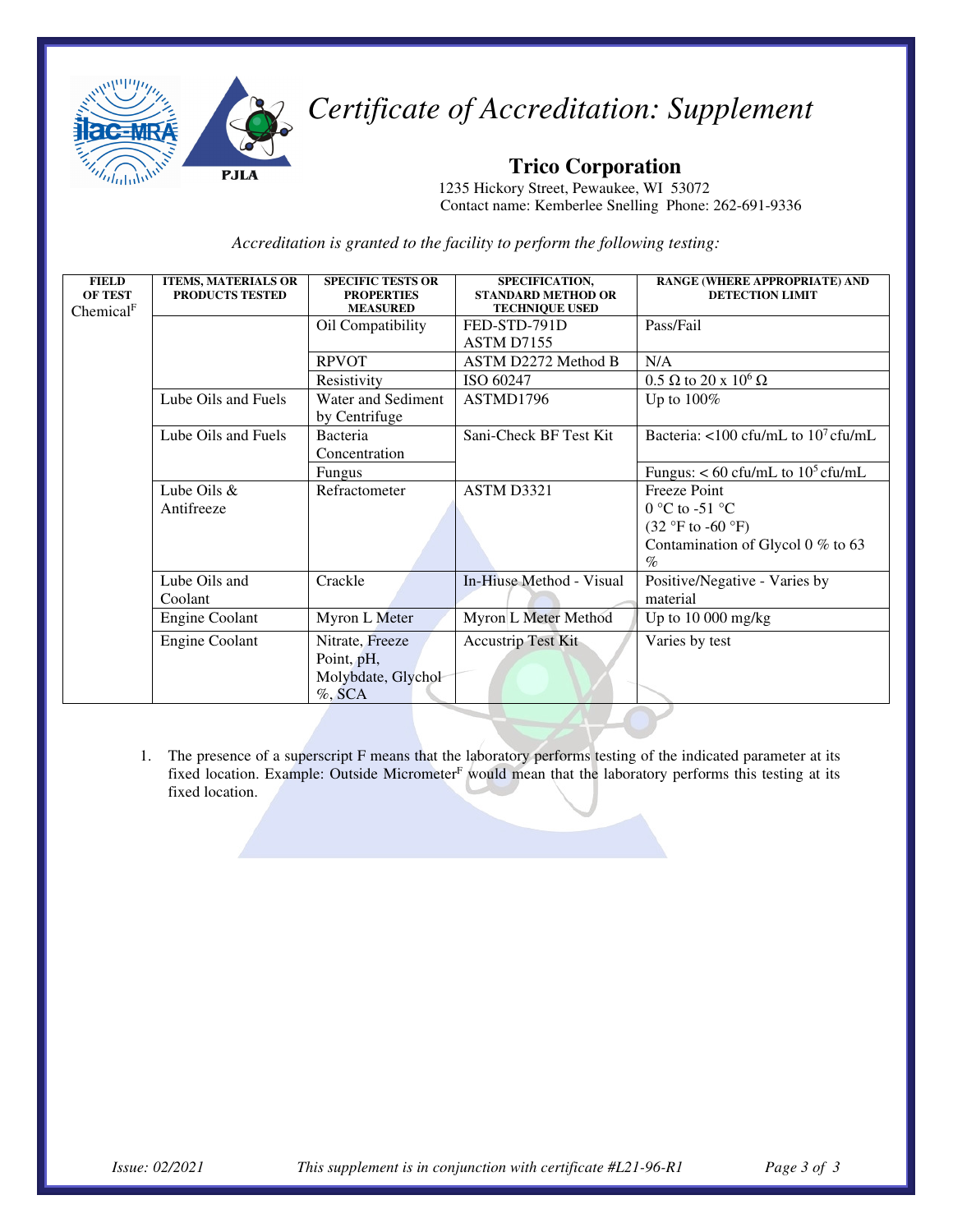# *Certificate of Accreditation: Supplement*

## Trico Corporation

1235 Hickory Street, Pewaukee, WI 53072
Contact name: Kemberlee Snelling Phone: 262-691-9336

*Accreditation is granted to the facility to perform the following testing:*

| FIELD OF TEST | ITEMS, MATERIALS OR PRODUCTS TESTED | SPECIFIC TESTS OR PROPERTIES MEASURED | SPECIFICATION, STANDARD METHOD OR TECHNIQUE USED | RANGE (WHERE APPROPRIATE) AND DETECTION LIMIT |
|---|---|---|---|---|
| Chemical[F] | | Oil Compatibility | FED-STD-791D ASTM D7155 | Pass/Fail |
| | | RPVOT | ASTM D2272 Method B | N/A |
| | | Resistivity | ISO 60247 | 0.5 Ω to 20 x $10^6$ Ω |
| | Lube Oils and Fuels | Water and Sediment by Centrifuge | ASTMD1796 | Up to 100% |
| | Lube Oils and Fuels | Bacteria Concentration | Sani-Check BF Test Kit | Bacteria: <100 cfu/mL to $10^7$ cfu/mL |
| | | Fungus | | Fungus: < 60 cfu/mL to $10^5$ cfu/mL |
| | Lube Oils & Antifreeze | Refractometer | ASTM D3321 | Freeze Point 0 °C to -51 °C (32 °F to -60 °F) Contamination of Glycol 0 % to 63 % |
| | Lube Oils and Coolant | Crackle | In-Hiuse Method - Visual | Positive/Negative - Varies by material |
| | Engine Coolant | Myron L Meter | Myron L Meter Method | Up to 10 000 mg/kg |
| | Engine Coolant | Nitrate, Freeze Point, pH, Molybdate, Glychol %, SCA | Accustrip Test Kit | Varies by test |

1. The presence of a superscript F means that the laboratory performs testing of the indicated parameter at its fixed location. Example: Outside Micrometer[F] would mean that the laboratory performs this testing at its fixed location.

*Issue: 02/2021* *This supplement is in conjunction with certificate #L21-96-R1*